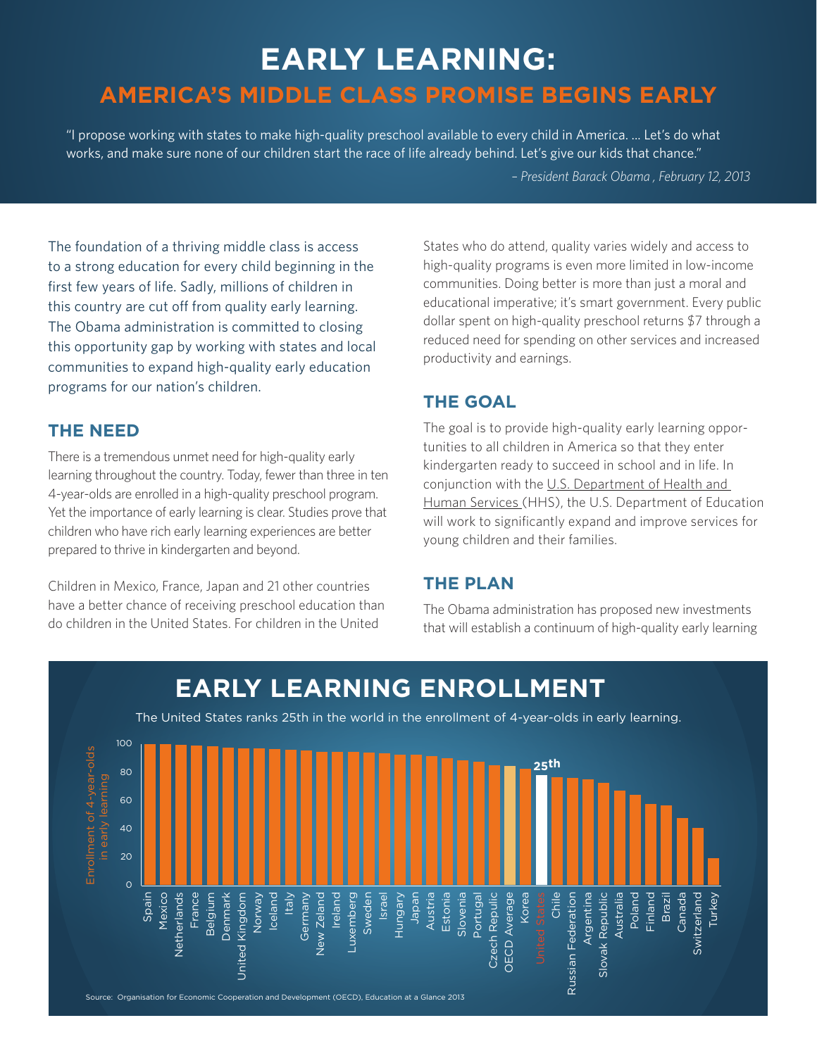# EARLY LEARNING:

## AMERICA'S MIDDLE CLASS PROMISE BEGINS EARLY

"I propose working with states to make high-quality preschool available to every child in America. ... Let's do what works, and make sure none of our children start the race of life already behind. Let's give our kids that chance."

*– President Barack Obama , February 12, 2013*

The foundation of a thriving middle class is access to a strong education for every child beginning in the first few years of life. Sadly, millions of children in this country are cut off from quality early learning. The Obama administration is committed to closing this opportunity gap by working with states and local communities to expand high-quality early education programs for our nation's children.

### THE NEED

There is a tremendous unmet need for high-quality early learning throughout the country. Today, fewer than three in ten 4-year-olds are enrolled in a high-quality preschool program. Yet the importance of early learning is clear. Studies prove that children who have rich early learning experiences are better prepared to thrive in kindergarten and beyond.

Children in Mexico, France, Japan and 21 other countries have a better chance of receiving preschool education than do children in the United States. For children in the United States who do attend, quality varies widely and access to high-quality programs is even more limited in low-income communities. Doing better is more than just a moral and educational imperative; it's smart government. Every public dollar spent on high-quality preschool returns $7 through a reduced need for spending on other services and increased productivity and earnings.

### THE GOAL

The goal is to provide high-quality early learning opportunities to all children in America so that they enter kindergarten ready to succeed in school and in life. In conjunction with the U.S. Department of Health and Human Services (HHS), the U.S. Department of Education will work to significantly expand and improve services for young children and their families.

### THE PLAN

The Obama administration has proposed new investments that will establish a continuum of high-quality early learning

## EARLY LEARNING ENROLLMENT

The United States ranks 25th in the world in the enrollment of 4-year-olds in early learning.

Enrollment of 4-year-olds in early learning (0–100), by country: Spain, Mexico, Netherlands, France, Belgium, Denmark, United Kingdom, Norway, Iceland, Italy, Germany, New Zeland, Ireland, Luxemberg, Sweden, Israel, Hungary, Japan, Austria, Estonia, Slovenia, Portugal, Czech Republic, OECD Average, Korea, United States (25th), Chile, Russian Federation, Argentina, Slovak Republic, Australia, Poland, Finland, Brazil, Canada, Switzerland, Turkey

Source: Organisation for Economic Cooperation and Development (OECD), Education at a Glance 2013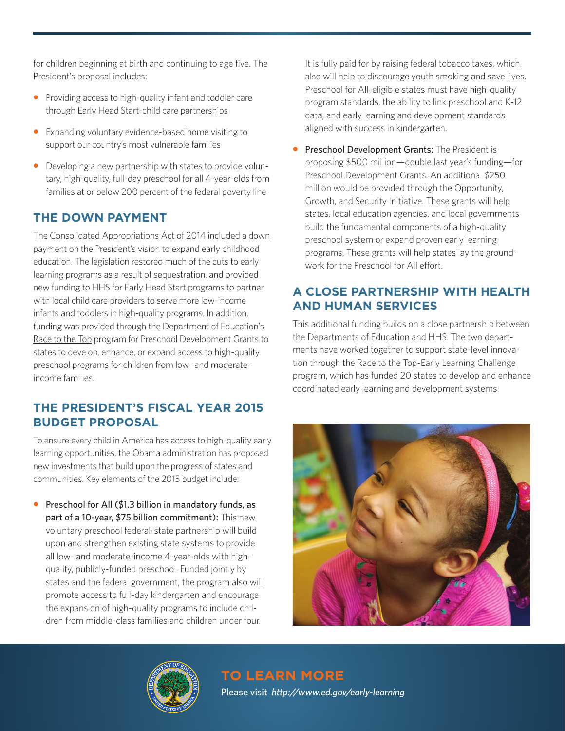for children beginning at birth and continuing to age five. The President's proposal includes:

- Providing access to high-quality infant and toddler care through Early Head Start-child care partnerships
- Expanding voluntary evidence-based home visiting to support our country's most vulnerable families
- Developing a new partnership with states to provide voluntary, high-quality, full-day preschool for all 4-year-olds from families at or below 200 percent of the federal poverty line

## THE DOWN PAYMENT

The Consolidated Appropriations Act of 2014 included a down payment on the President's vision to expand early childhood education. The legislation restored much of the cuts to early learning programs as a result of sequestration, and provided new funding to HHS for Early Head Start programs to partner with local child care providers to serve more low-income infants and toddlers in high-quality programs. In addition, funding was provided through the Department of Education's Race to the Top program for Preschool Development Grants to states to develop, enhance, or expand access to high-quality preschool programs for children from low- and moderate-income families.

## THE PRESIDENT'S FISCAL YEAR 2015 BUDGET PROPOSAL

To ensure every child in America has access to high-quality early learning opportunities, the Obama administration has proposed new investments that build upon the progress of states and communities. Key elements of the 2015 budget include:

- **Preschool for All ($1.3 billion in mandatory funds, as part of a 10-year, $75 billion commitment):** This new voluntary preschool federal-state partnership will build upon and strengthen existing state systems to provide all low- and moderate-income 4-year-olds with high-quality, publicly-funded preschool. Funded jointly by states and the federal government, the program also will promote access to full-day kindergarten and encourage the expansion of high-quality programs to include children from middle-class families and children under four. It is fully paid for by raising federal tobacco taxes, which also will help to discourage youth smoking and save lives. Preschool for All-eligible states must have high-quality program standards, the ability to link preschool and K-12 data, and early learning and development standards aligned with success in kindergarten.
- **Preschool Development Grants:** The President is proposing $500 million—double last year's funding—for Preschool Development Grants. An additional $250 million would be provided through the Opportunity, Growth, and Security Initiative. These grants will help states, local education agencies, and local governments build the fundamental components of a high-quality preschool system or expand proven early learning programs. These grants will help states lay the groundwork for the Preschool for All effort.

## A CLOSE PARTNERSHIP WITH HEALTH AND HUMAN SERVICES

This additional funding builds on a close partnership between the Departments of Education and HHS. The two departments have worked together to support state-level innovation through the Race to the Top-Early Learning Challenge program, which has funded 20 states to develop and enhance coordinated early learning and development systems.

## TO LEARN MORE

Please visit *http://www.ed.gov/early-learning*